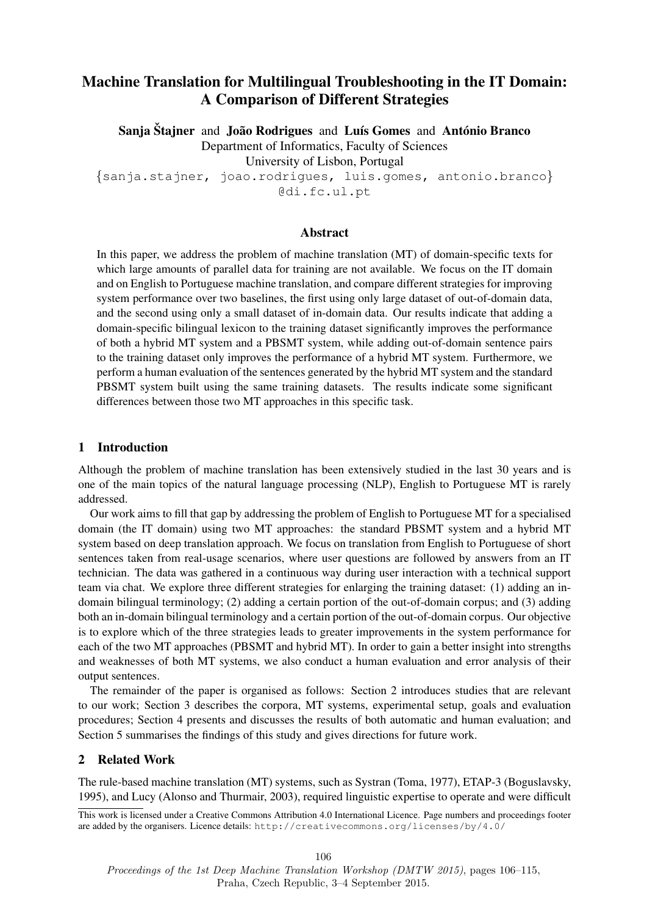# Machine Translation for Multilingual Troubleshooting in the IT Domain: A Comparison of Different Strategies

**Sanja Štajner** and **João Rodrigues** and **Luís Gomes** and **António Branco**
Department of Informatics, Faculty of Sciences
University of Lisbon, Portugal
{sanja.stajner, joao.rodrigues, luis.gomes, antonio.branco}
@di.fc.ul.pt

## Abstract

In this paper, we address the problem of machine translation (MT) of domain-specific texts for which large amounts of parallel data for training are not available. We focus on the IT domain and on English to Portuguese machine translation, and compare different strategies for improving system performance over two baselines, the first using only large dataset of out-of-domain data, and the second using only a small dataset of in-domain data. Our results indicate that adding a domain-specific bilingual lexicon to the training dataset significantly improves the performance of both a hybrid MT system and a PBSMT system, while adding out-of-domain sentence pairs to the training dataset only improves the performance of a hybrid MT system. Furthermore, we perform a human evaluation of the sentences generated by the hybrid MT system and the standard PBSMT system built using the same training datasets. The results indicate some significant differences between those two MT approaches in this specific task.

## 1 Introduction

Although the problem of machine translation has been extensively studied in the last 30 years and is one of the main topics of the natural language processing (NLP), English to Portuguese MT is rarely addressed.

Our work aims to fill that gap by addressing the problem of English to Portuguese MT for a specialised domain (the IT domain) using two MT approaches: the standard PBSMT system and a hybrid MT system based on deep translation approach. We focus on translation from English to Portuguese of short sentences taken from real-usage scenarios, where user questions are followed by answers from an IT technician. The data was gathered in a continuous way during user interaction with a technical support team via chat. We explore three different strategies for enlarging the training dataset: (1) adding an in-domain bilingual terminology; (2) adding a certain portion of the out-of-domain corpus; and (3) adding both an in-domain bilingual terminology and a certain portion of the out-of-domain corpus. Our objective is to explore which of the three strategies leads to greater improvements in the system performance for each of the two MT approaches (PBSMT and hybrid MT). In order to gain a better insight into strengths and weaknesses of both MT systems, we also conduct a human evaluation and error analysis of their output sentences.

The remainder of the paper is organised as follows: Section 2 introduces studies that are relevant to our work; Section 3 describes the corpora, MT systems, experimental setup, goals and evaluation procedures; Section 4 presents and discusses the results of both automatic and human evaluation; and Section 5 summarises the findings of this study and gives directions for future work.

## 2 Related Work

The rule-based machine translation (MT) systems, such as Systran (Toma, 1977), ETAP-3 (Boguslavsky, 1995), and Lucy (Alonso and Thurmair, 2003), required linguistic expertise to operate and were difficult

This work is licensed under a Creative Commons Attribution 4.0 International Licence. Page numbers and proceedings footer are added by the organisers. Licence details: http://creativecommons.org/licenses/by/4.0/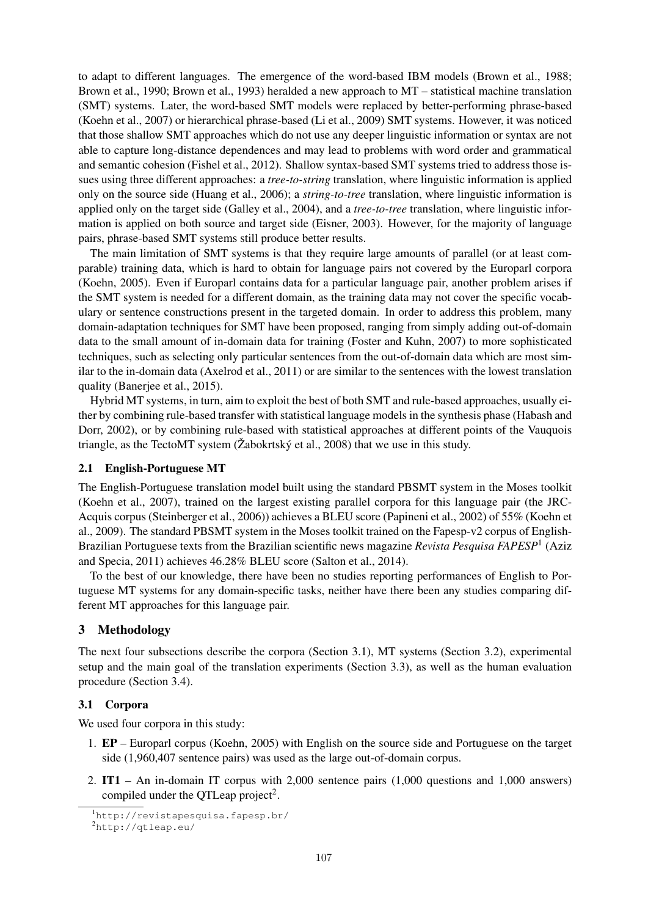to adapt to different languages. The emergence of the word-based IBM models (Brown et al., 1988; Brown et al., 1990; Brown et al., 1993) heralded a new approach to MT – statistical machine translation (SMT) systems. Later, the word-based SMT models were replaced by better-performing phrase-based (Koehn et al., 2007) or hierarchical phrase-based (Li et al., 2009) SMT systems. However, it was noticed that those shallow SMT approaches which do not use any deeper linguistic information or syntax are not able to capture long-distance dependences and may lead to problems with word order and grammatical and semantic cohesion (Fishel et al., 2012). Shallow syntax-based SMT systems tried to address those issues using three different approaches: a *tree-to-string* translation, where linguistic information is applied only on the source side (Huang et al., 2006); a *string-to-tree* translation, where linguistic information is applied only on the target side (Galley et al., 2004), and a *tree-to-tree* translation, where linguistic information is applied on both source and target side (Eisner, 2003). However, for the majority of language pairs, phrase-based SMT systems still produce better results.

The main limitation of SMT systems is that they require large amounts of parallel (or at least comparable) training data, which is hard to obtain for language pairs not covered by the Europarl corpora (Koehn, 2005). Even if Europarl contains data for a particular language pair, another problem arises if the SMT system is needed for a different domain, as the training data may not cover the specific vocabulary or sentence constructions present in the targeted domain. In order to address this problem, many domain-adaptation techniques for SMT have been proposed, ranging from simply adding out-of-domain data to the small amount of in-domain data for training (Foster and Kuhn, 2007) to more sophisticated techniques, such as selecting only particular sentences from the out-of-domain data which are most similar to the in-domain data (Axelrod et al., 2011) or are similar to the sentences with the lowest translation quality (Banerjee et al., 2015).

Hybrid MT systems, in turn, aim to exploit the best of both SMT and rule-based approaches, usually either by combining rule-based transfer with statistical language models in the synthesis phase (Habash and Dorr, 2002), or by combining rule-based with statistical approaches at different points of the Vauquois triangle, as the TectoMT system (Žabokrtský et al., 2008) that we use in this study.

### 2.1 English-Portuguese MT

The English-Portuguese translation model built using the standard PBSMT system in the Moses toolkit (Koehn et al., 2007), trained on the largest existing parallel corpora for this language pair (the JRC-Acquis corpus (Steinberger et al., 2006)) achieves a BLEU score (Papineni et al., 2002) of 55% (Koehn et al., 2009). The standard PBSMT system in the Moses toolkit trained on the Fapesp-v2 corpus of English-Brazilian Portuguese texts from the Brazilian scientific news magazine *Revista Pesquisa FAPESP*[1] (Aziz and Specia, 2011) achieves 46.28% BLEU score (Salton et al., 2014).

To the best of our knowledge, there have been no studies reporting performances of English to Portuguese MT systems for any domain-specific tasks, neither have there been any studies comparing different MT approaches for this language pair.

## 3 Methodology

The next four subsections describe the corpora (Section 3.1), MT systems (Section 3.2), experimental setup and the main goal of the translation experiments (Section 3.3), as well as the human evaluation procedure (Section 3.4).

### 3.1 Corpora

We used four corpora in this study:

1. **EP** – Europarl corpus (Koehn, 2005) with English on the source side and Portuguese on the target side (1,960,407 sentence pairs) was used as the large out-of-domain corpus.
2. **IT1** – An in-domain IT corpus with 2,000 sentence pairs (1,000 questions and 1,000 answers) compiled under the QTLeap project[2].

[1] http://revistapesquisa.fapesp.br/

[2] http://qtleap.eu/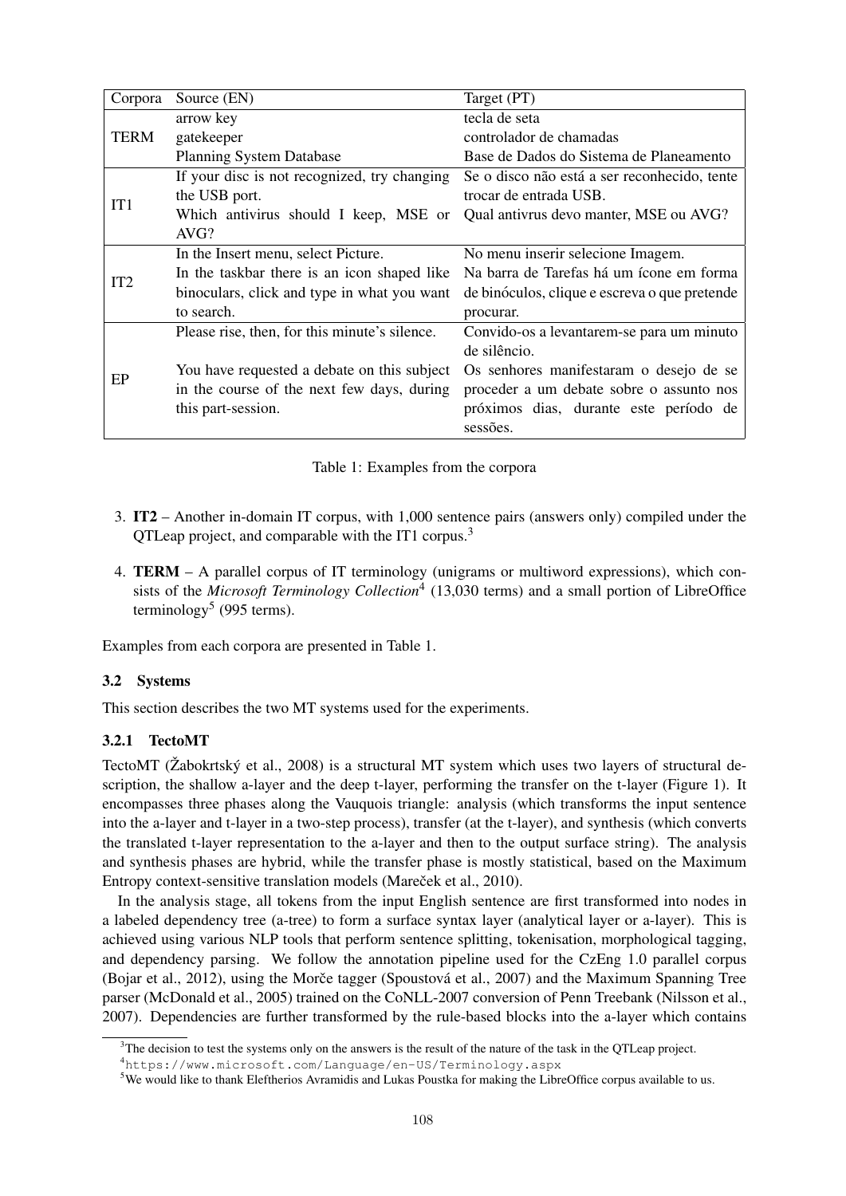| Corpora | Source (EN) | Target (PT) |
|---|---|---|
| TERM | arrow key | tecla de seta |
| | gatekeeper | controlador de chamadas |
| | Planning System Database | Base de Dados do Sistema de Planeamento |
| IT1 | If your disc is not recognized, try changing the USB port. | Se o disco não está a ser reconhecido, tente trocar de entrada USB. |
| | Which antivirus should I keep, MSE or AVG? | Qual antivrus devo manter, MSE ou AVG? |
| IT2 | In the Insert menu, select Picture. | No menu inserir selecione Imagem. |
| | In the taskbar there is an icon shaped like binoculars, click and type in what you want to search. | Na barra de Tarefas há um ícone em forma de binóculos, clique e escreva o que pretende procurar. |
| EP | Please rise, then, for this minute's silence. | Convido-os a levantarem-se para um minuto de silêncio. |
| | You have requested a debate on this subject in the course of the next few days, during this part-session. | Os senhores manifestaram o desejo de se proceder a um debate sobre o assunto nos próximos dias, durante este período de sessões. |

Table 1: Examples from the corpora

3. **IT2** – Another in-domain IT corpus, with 1,000 sentence pairs (answers only) compiled under the QTLeap project, and comparable with the IT1 corpus.[3]

4. **TERM** – A parallel corpus of IT terminology (unigrams or multiword expressions), which consists of the *Microsoft Terminology Collection*[4] (13,030 terms) and a small portion of LibreOffice terminology[5] (995 terms).

Examples from each corpora are presented in Table 1.

### 3.2 Systems

This section describes the two MT systems used for the experiments.

#### 3.2.1 TectoMT

TectoMT (Žabokrtský et al., 2008) is a structural MT system which uses two layers of structural description, the shallow a-layer and the deep t-layer, performing the transfer on the t-layer (Figure 1). It encompasses three phases along the Vauquois triangle: analysis (which transforms the input sentence into the a-layer and t-layer in a two-step process), transfer (at the t-layer), and synthesis (which converts the translated t-layer representation to the a-layer and then to the output surface string). The analysis and synthesis phases are hybrid, while the transfer phase is mostly statistical, based on the Maximum Entropy context-sensitive translation models (Mareček et al., 2010).

In the analysis stage, all tokens from the input English sentence are first transformed into nodes in a labeled dependency tree (a-tree) to form a surface syntax layer (analytical layer or a-layer). This is achieved using various NLP tools that perform sentence splitting, tokenisation, morphological tagging, and dependency parsing. We follow the annotation pipeline used for the CzEng 1.0 parallel corpus (Bojar et al., 2012), using the Morče tagger (Spoustová et al., 2007) and the Maximum Spanning Tree parser (McDonald et al., 2005) trained on the CoNLL-2007 conversion of Penn Treebank (Nilsson et al., 2007). Dependencies are further transformed by the rule-based blocks into the a-layer which contains

[3]The decision to test the systems only on the answers is the result of the nature of the task in the QTLeap project.

[4]https://www.microsoft.com/Language/en-US/Terminology.aspx

[5]We would like to thank Eleftherios Avramidis and Lukas Poustka for making the LibreOffice corpus available to us.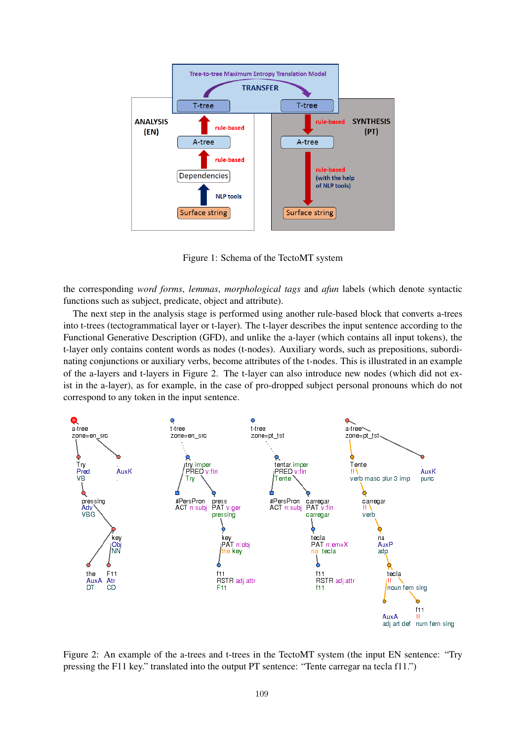Figure 1: Schema of the TectoMT system

the corresponding *word forms*, *lemmas*, *morphological tags* and *afun* labels (which denote syntactic functions such as subject, predicate, object and attribute).

The next step in the analysis stage is performed using another rule-based block that converts a-trees into t-trees (tectogrammatical layer or t-layer). The t-layer describes the input sentence according to the Functional Generative Description (GFD), and unlike the a-layer (which contains all input tokens), the t-layer only contains content words as nodes (t-nodes). Auxiliary words, such as prepositions, subordinating conjunctions or auxiliary verbs, become attributes of the t-nodes. This is illustrated in an example of the a-layers and t-layers in Figure 2. The t-layer can also introduce new nodes (which did not exist in the a-layer), as for example, in the case of pro-dropped subject personal pronouns which do not correspond to any token in the input sentence.

Figure 2: An example of the a-trees and t-trees in the TectoMT system (the input EN sentence: "Try pressing the F11 key." translated into the output PT sentence: "Tente carregar na tecla f11.")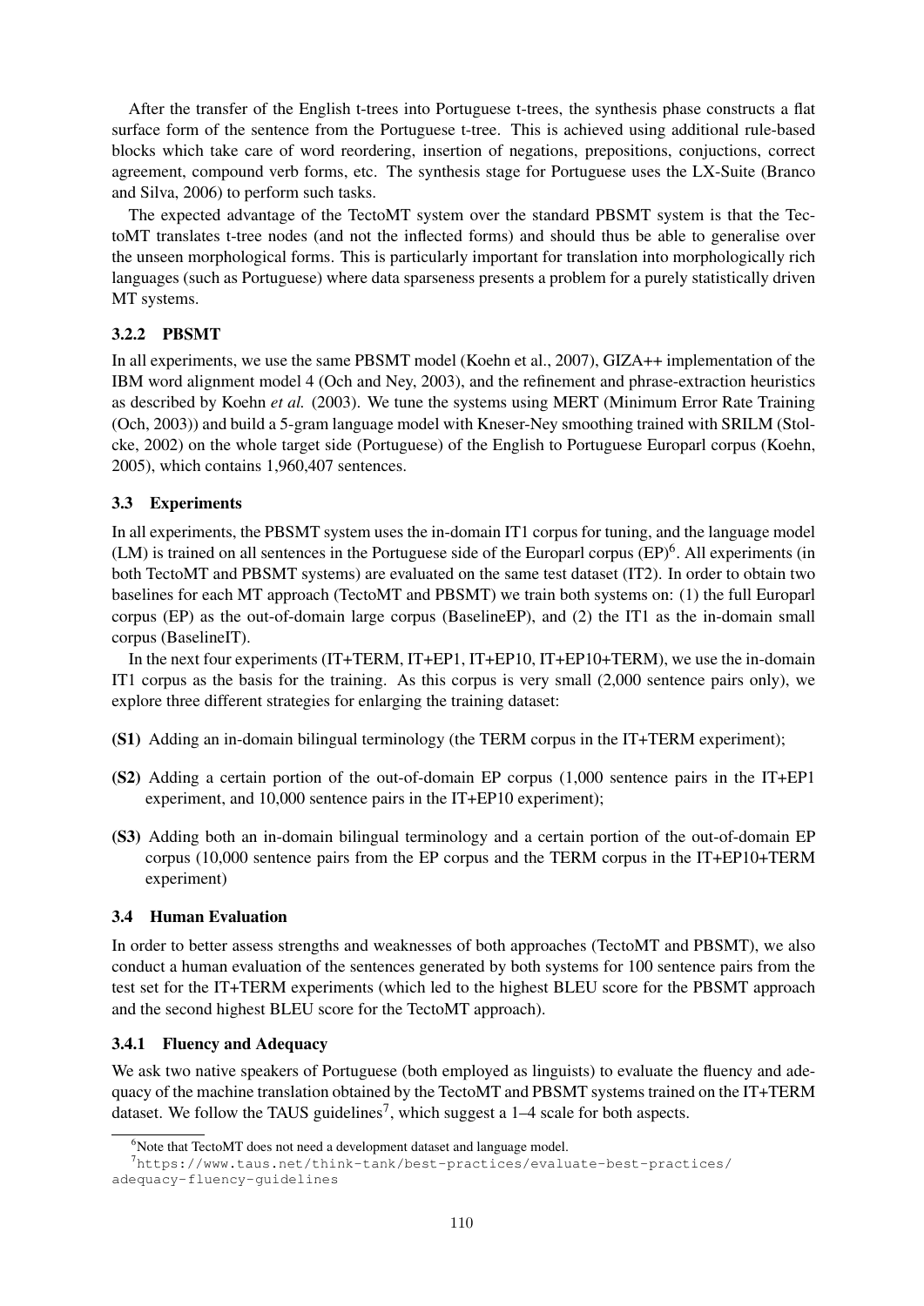After the transfer of the English t-trees into Portuguese t-trees, the synthesis phase constructs a flat surface form of the sentence from the Portuguese t-tree. This is achieved using additional rule-based blocks which take care of word reordering, insertion of negations, prepositions, conjuctions, correct agreement, compound verb forms, etc. The synthesis stage for Portuguese uses the LX-Suite (Branco and Silva, 2006) to perform such tasks.

The expected advantage of the TectoMT system over the standard PBSMT system is that the TectoMT translates t-tree nodes (and not the inflected forms) and should thus be able to generalise over the unseen morphological forms. This is particularly important for translation into morphologically rich languages (such as Portuguese) where data sparseness presents a problem for a purely statistically driven MT systems.

#### 3.2.2 PBSMT

In all experiments, we use the same PBSMT model (Koehn et al., 2007), GIZA++ implementation of the IBM word alignment model 4 (Och and Ney, 2003), and the refinement and phrase-extraction heuristics as described by Koehn *et al.* (2003). We tune the systems using MERT (Minimum Error Rate Training (Och, 2003)) and build a 5-gram language model with Kneser-Ney smoothing trained with SRILM (Stolcke, 2002) on the whole target side (Portuguese) of the English to Portuguese Europarl corpus (Koehn, 2005), which contains 1,960,407 sentences.

### 3.3 Experiments

In all experiments, the PBSMT system uses the in-domain IT1 corpus for tuning, and the language model (LM) is trained on all sentences in the Portuguese side of the Europarl corpus (EP)[6]. All experiments (in both TectoMT and PBSMT systems) are evaluated on the same test dataset (IT2). In order to obtain two baselines for each MT approach (TectoMT and PBSMT) we train both systems on: (1) the full Europarl corpus (EP) as the out-of-domain large corpus (BaselineEP), and (2) the IT1 as the in-domain small corpus (BaselineIT).

In the next four experiments (IT+TERM, IT+EP1, IT+EP10, IT+EP10+TERM), we use the in-domain IT1 corpus as the basis for the training. As this corpus is very small (2,000 sentence pairs only), we explore three different strategies for enlarging the training dataset:

- **(S1)** Adding an in-domain bilingual terminology (the TERM corpus in the IT+TERM experiment);
- **(S2)** Adding a certain portion of the out-of-domain EP corpus (1,000 sentence pairs in the IT+EP1 experiment, and 10,000 sentence pairs in the IT+EP10 experiment);
- **(S3)** Adding both an in-domain bilingual terminology and a certain portion of the out-of-domain EP corpus (10,000 sentence pairs from the EP corpus and the TERM corpus in the IT+EP10+TERM experiment)

### 3.4 Human Evaluation

In order to better assess strengths and weaknesses of both approaches (TectoMT and PBSMT), we also conduct a human evaluation of the sentences generated by both systems for 100 sentence pairs from the test set for the IT+TERM experiments (which led to the highest BLEU score for the PBSMT approach and the second highest BLEU score for the TectoMT approach).

#### 3.4.1 Fluency and Adequacy

We ask two native speakers of Portuguese (both employed as linguists) to evaluate the fluency and adequacy of the machine translation obtained by the TectoMT and PBSMT systems trained on the IT+TERM dataset. We follow the TAUS guidelines[7], which suggest a 1–4 scale for both aspects.

[6]Note that TectoMT does not need a development dataset and language model.

[7]https://www.taus.net/think-tank/best-practices/evaluate-best-practices/adequacy-fluency-guidelines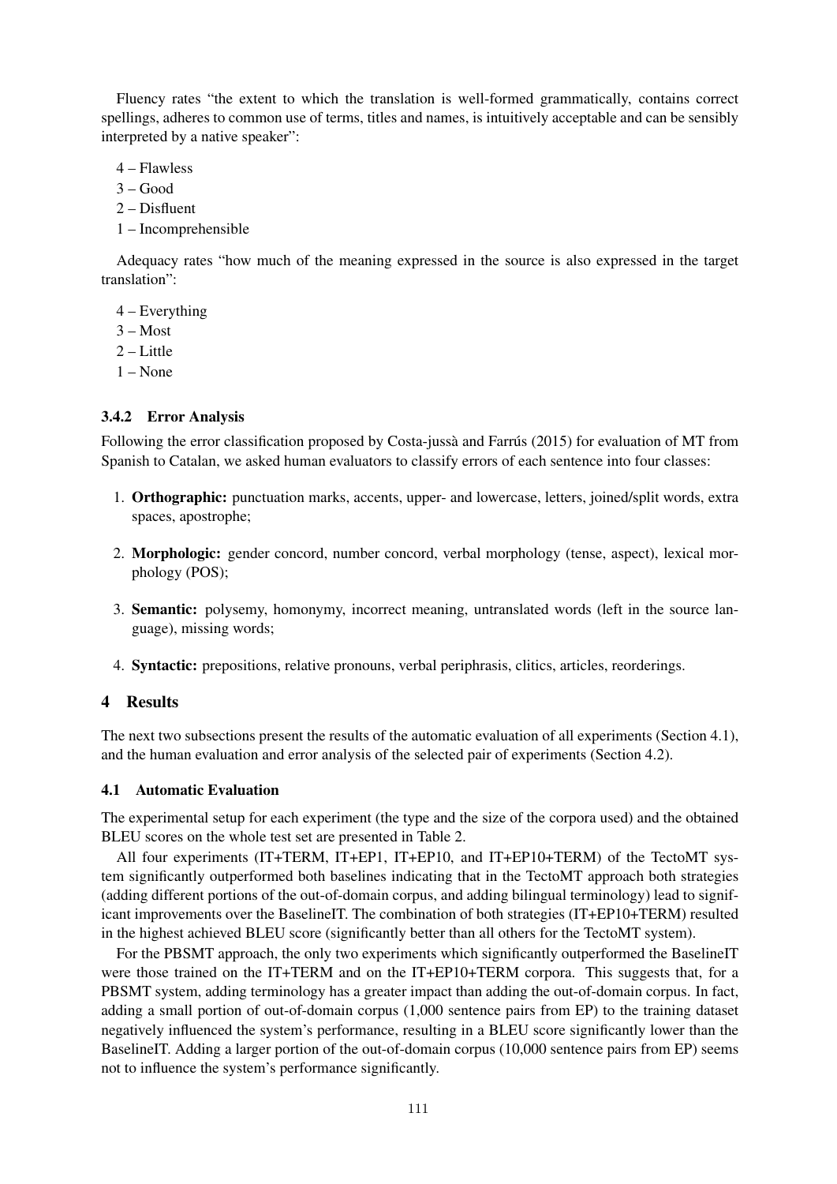Fluency rates "the extent to which the translation is well-formed grammatically, contains correct spellings, adheres to common use of terms, titles and names, is intuitively acceptable and can be sensibly interpreted by a native speaker":

4 – Flawless
3 – Good
2 – Disfluent
1 – Incomprehensible

Adequacy rates "how much of the meaning expressed in the source is also expressed in the target translation":

4 – Everything
3 – Most
2 – Little
1 – None

### 3.4.2 Error Analysis

Following the error classification proposed by Costa-jussà and Farrús (2015) for evaluation of MT from Spanish to Catalan, we asked human evaluators to classify errors of each sentence into four classes:

1. **Orthographic:** punctuation marks, accents, upper- and lowercase, letters, joined/split words, extra spaces, apostrophe;
2. **Morphologic:** gender concord, number concord, verbal morphology (tense, aspect), lexical morphology (POS);
3. **Semantic:** polysemy, homonymy, incorrect meaning, untranslated words (left in the source language), missing words;
4. **Syntactic:** prepositions, relative pronouns, verbal periphrasis, clitics, articles, reorderings.

## 4 Results

The next two subsections present the results of the automatic evaluation of all experiments (Section 4.1), and the human evaluation and error analysis of the selected pair of experiments (Section 4.2).

### 4.1 Automatic Evaluation

The experimental setup for each experiment (the type and the size of the corpora used) and the obtained BLEU scores on the whole test set are presented in Table 2.

All four experiments (IT+TERM, IT+EP1, IT+EP10, and IT+EP10+TERM) of the TectoMT system significantly outperformed both baselines indicating that in the TectoMT approach both strategies (adding different portions of the out-of-domain corpus, and adding bilingual terminology) lead to significant improvements over the BaselineIT. The combination of both strategies (IT+EP10+TERM) resulted in the highest achieved BLEU score (significantly better than all others for the TectoMT system).

For the PBSMT approach, the only two experiments which significantly outperformed the BaselineIT were those trained on the IT+TERM and on the IT+EP10+TERM corpora. This suggests that, for a PBSMT system, adding terminology has a greater impact than adding the out-of-domain corpus. In fact, adding a small portion of out-of-domain corpus (1,000 sentence pairs from EP) to the training dataset negatively influenced the system's performance, resulting in a BLEU score significantly lower than the BaselineIT. Adding a larger portion of the out-of-domain corpus (10,000 sentence pairs from EP) seems not to influence the system's performance significantly.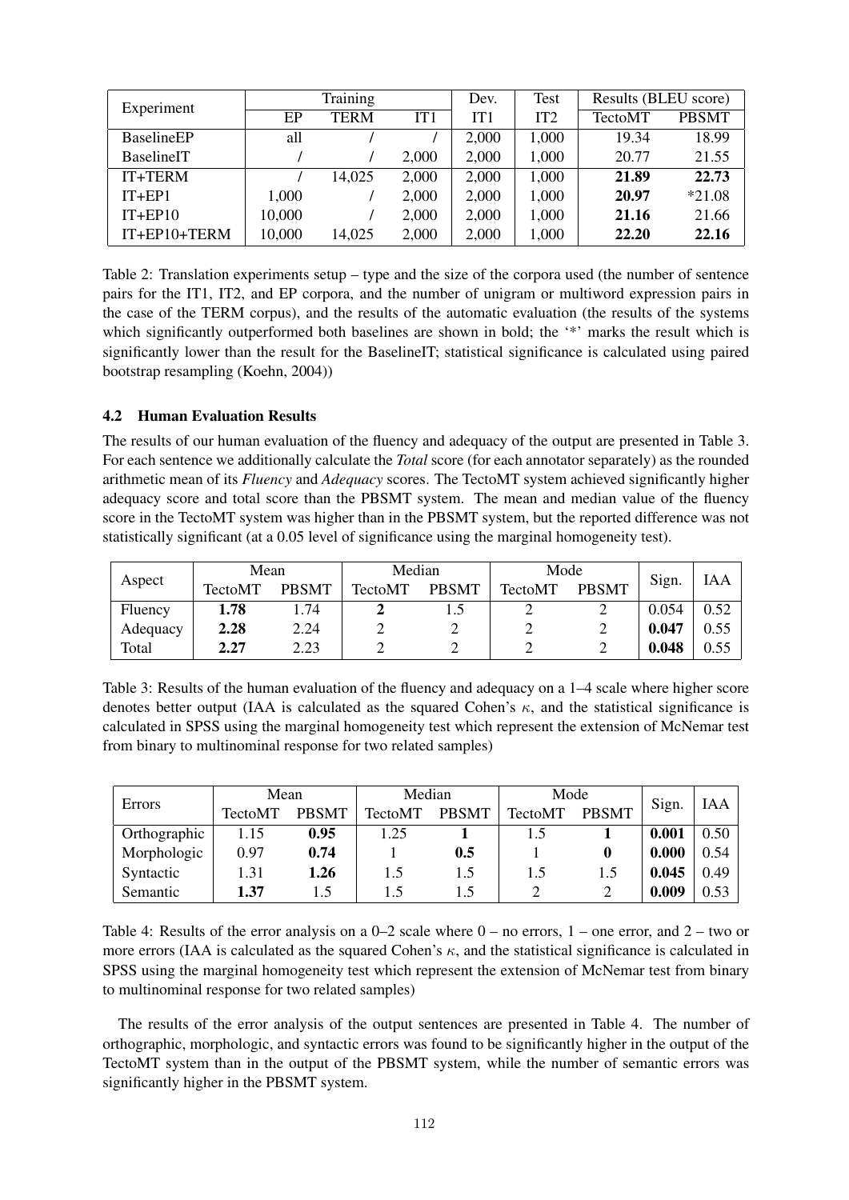| Experiment | Training | | | Dev. | Test | Results (BLEU score) | |
|---|---|---|---|---|---|---|---|
| | EP | TERM | IT1 | IT1 | IT2 | TectoMT | PBSMT |
| BaselineEP | all | / | / | 2,000 | 1,000 | 19.34 | 18.99 |
| BaselineIT | / | / | 2,000 | 2,000 | 1,000 | 20.77 | 21.55 |
| IT+TERM | / | 14,025 | 2,000 | 2,000 | 1,000 | **21.89** | **22.73** |
| IT+EP1 | 1,000 | / | 2,000 | 2,000 | 1,000 | **20.97** | *21.08 |
| IT+EP10 | 10,000 | / | 2,000 | 2,000 | 1,000 | **21.16** | 21.66 |
| IT+EP10+TERM | 10,000 | 14,025 | 2,000 | 2,000 | 1,000 | **22.20** | **22.16** |

Table 2: Translation experiments setup – type and the size of the corpora used (the number of sentence pairs for the IT1, IT2, and EP corpora, and the number of unigram or multiword expression pairs in the case of the TERM corpus), and the results of the automatic evaluation (the results of the systems which significantly outperformed both baselines are shown in bold; the '*' marks the result which is significantly lower than the result for the BaselineIT; statistical significance is calculated using paired bootstrap resampling (Koehn, 2004))

### 4.2 Human Evaluation Results

The results of our human evaluation of the fluency and adequacy of the output are presented in Table 3. For each sentence we additionally calculate the *Total* score (for each annotator separately) as the rounded arithmetic mean of its *Fluency* and *Adequacy* scores. The TectoMT system achieved significantly higher adequacy score and total score than the PBSMT system. The mean and median value of the fluency score in the TectoMT system was higher than in the PBSMT system, but the reported difference was not statistically significant (at a 0.05 level of significance using the marginal homogeneity test).

| Aspect | Mean | | Median | | Mode | | Sign. | IAA |
|---|---|---|---|---|---|---|---|---|
| | TectoMT | PBSMT | TectoMT | PBSMT | TectoMT | PBSMT | | |
| Fluency | **1.78** | 1.74 | **2** | 1.5 | 2 | 2 | 0.054 | 0.52 |
| Adequacy | **2.28** | 2.24 | 2 | 2 | 2 | 2 | **0.047** | 0.55 |
| Total | **2.27** | 2.23 | 2 | 2 | 2 | 2 | **0.048** | 0.55 |

Table 3: Results of the human evaluation of the fluency and adequacy on a 1–4 scale where higher score denotes better output (IAA is calculated as the squared Cohen's $\kappa$, and the statistical significance is calculated in SPSS using the marginal homogeneity test which represent the extension of McNemar test from binary to multinominal response for two related samples)

| Errors | Mean | | Median | | Mode | | Sign. | IAA |
|---|---|---|---|---|---|---|---|---|
| | TectoMT | PBSMT | TectoMT | PBSMT | TectoMT | PBSMT | | |
| Orthographic | 1.15 | **0.95** | 1.25 | **1** | 1.5 | **1** | **0.001** | 0.50 |
| Morphologic | 0.97 | **0.74** | 1 | **0.5** | 1 | **0** | **0.000** | 0.54 |
| Syntactic | 1.31 | **1.26** | 1.5 | 1.5 | 1.5 | 1.5 | **0.045** | 0.49 |
| Semantic | **1.37** | 1.5 | 1.5 | 1.5 | 2 | 2 | **0.009** | 0.53 |

Table 4: Results of the error analysis on a 0–2 scale where 0 – no errors, 1 – one error, and 2 – two or more errors (IAA is calculated as the squared Cohen's $\kappa$, and the statistical significance is calculated in SPSS using the marginal homogeneity test which represent the extension of McNemar test from binary to multinominal response for two related samples)

The results of the error analysis of the output sentences are presented in Table 4. The number of orthographic, morphologic, and syntactic errors was found to be significantly higher in the output of the TectoMT system than in the output of the PBSMT system, while the number of semantic errors was significantly higher in the PBSMT system.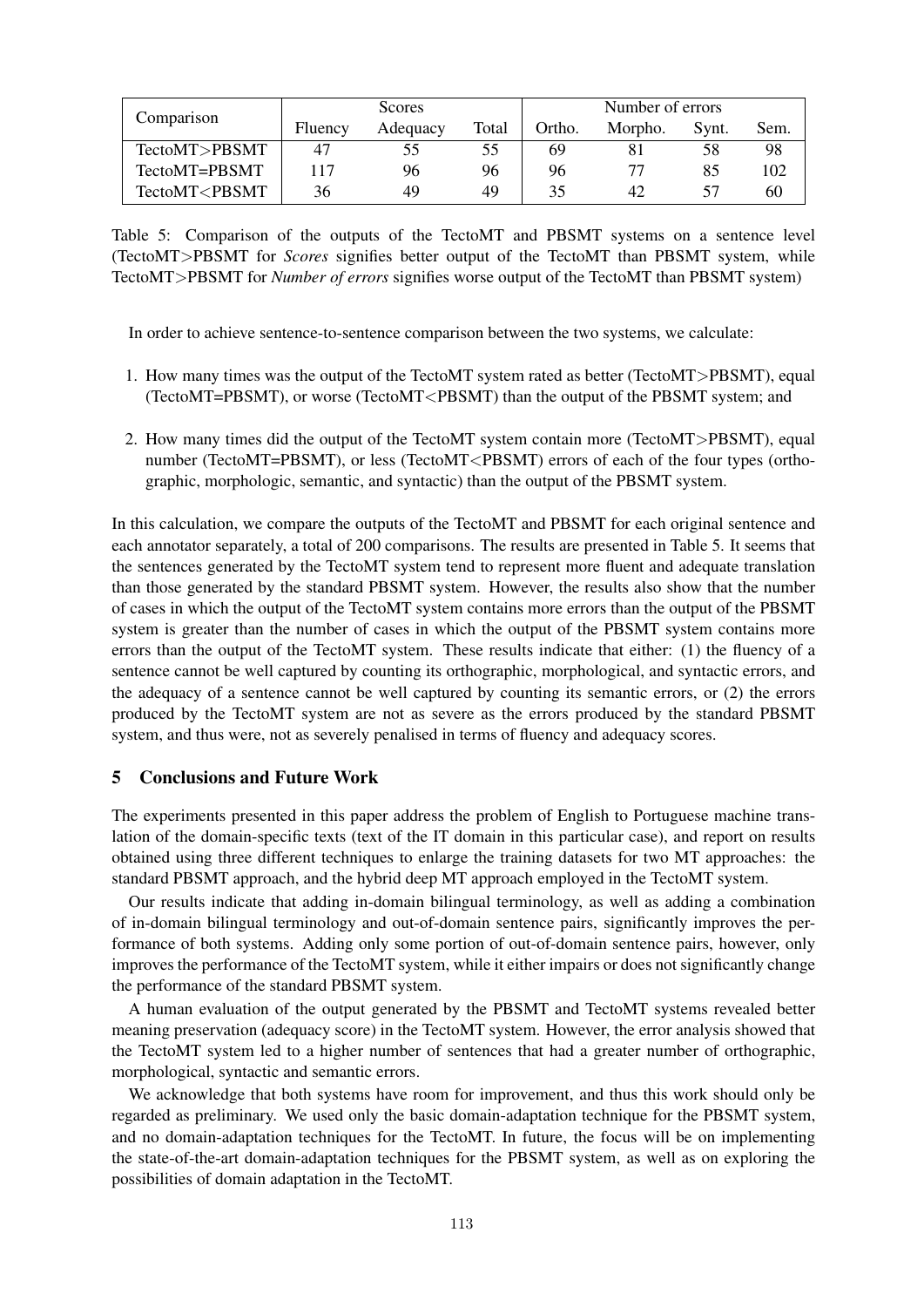| Comparison | Scores | | | Number of errors | | | |
|---|---|---|---|---|---|---|---|
| | Fluency | Adequacy | Total | Ortho. | Morpho. | Synt. | Sem. |
| TectoMT>PBSMT | 47 | 55 | 55 | 69 | 81 | 58 | 98 |
| TectoMT=PBSMT | 117 | 96 | 96 | 96 | 77 | 85 | 102 |
| TectoMT<PBSMT | 36 | 49 | 49 | 35 | 42 | 57 | 60 |

Table 5: Comparison of the outputs of the TectoMT and PBSMT systems on a sentence level (TectoMT>PBSMT for *Scores* signifies better output of the TectoMT than PBSMT system, while TectoMT>PBSMT for *Number of errors* signifies worse output of the TectoMT than PBSMT system)

In order to achieve sentence-to-sentence comparison between the two systems, we calculate:

1. How many times was the output of the TectoMT system rated as better (TectoMT>PBSMT), equal (TectoMT=PBSMT), or worse (TectoMT<PBSMT) than the output of the PBSMT system; and

2. How many times did the output of the TectoMT system contain more (TectoMT>PBSMT), equal number (TectoMT=PBSMT), or less (TectoMT<PBSMT) errors of each of the four types (orthographic, morphologic, semantic, and syntactic) than the output of the PBSMT system.

In this calculation, we compare the outputs of the TectoMT and PBSMT for each original sentence and each annotator separately, a total of 200 comparisons. The results are presented in Table 5. It seems that the sentences generated by the TectoMT system tend to represent more fluent and adequate translation than those generated by the standard PBSMT system. However, the results also show that the number of cases in which the output of the TectoMT system contains more errors than the output of the PBSMT system is greater than the number of cases in which the output of the PBSMT system contains more errors than the output of the TectoMT system. These results indicate that either: (1) the fluency of a sentence cannot be well captured by counting its orthographic, morphological, and syntactic errors, and the adequacy of a sentence cannot be well captured by counting its semantic errors, or (2) the errors produced by the TectoMT system are not as severe as the errors produced by the standard PBSMT system, and thus were, not as severely penalised in terms of fluency and adequacy scores.

## 5 Conclusions and Future Work

The experiments presented in this paper address the problem of English to Portuguese machine translation of the domain-specific texts (text of the IT domain in this particular case), and report on results obtained using three different techniques to enlarge the training datasets for two MT approaches: the standard PBSMT approach, and the hybrid deep MT approach employed in the TectoMT system.

Our results indicate that adding in-domain bilingual terminology, as well as adding a combination of in-domain bilingual terminology and out-of-domain sentence pairs, significantly improves the performance of both systems. Adding only some portion of out-of-domain sentence pairs, however, only improves the performance of the TectoMT system, while it either impairs or does not significantly change the performance of the standard PBSMT system.

A human evaluation of the output generated by the PBSMT and TectoMT systems revealed better meaning preservation (adequacy score) in the TectoMT system. However, the error analysis showed that the TectoMT system led to a higher number of sentences that had a greater number of orthographic, morphological, syntactic and semantic errors.

We acknowledge that both systems have room for improvement, and thus this work should only be regarded as preliminary. We used only the basic domain-adaptation technique for the PBSMT system, and no domain-adaptation techniques for the TectoMT. In future, the focus will be on implementing the state-of-the-art domain-adaptation techniques for the PBSMT system, as well as on exploring the possibilities of domain adaptation in the TectoMT.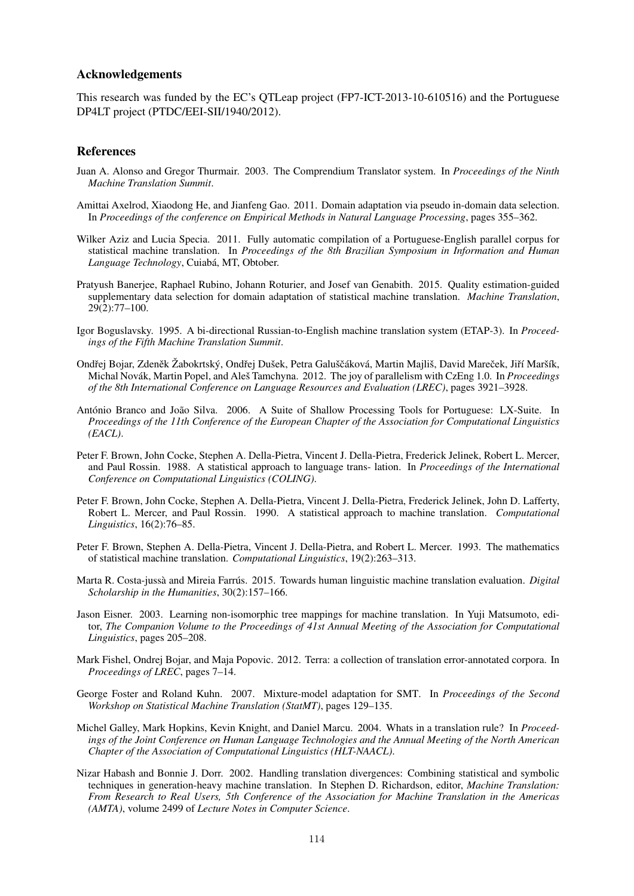## Acknowledgements

This research was funded by the EC's QTLeap project (FP7-ICT-2013-10-610516) and the Portuguese DP4LT project (PTDC/EEI-SII/1940/2012).

## References

Juan A. Alonso and Gregor Thurmair. 2003. The Comprendium Translator system. In *Proceedings of the Ninth Machine Translation Summit*.

Amittai Axelrod, Xiaodong He, and Jianfeng Gao. 2011. Domain adaptation via pseudo in-domain data selection. In *Proceedings of the conference on Empirical Methods in Natural Language Processing*, pages 355–362.

Wilker Aziz and Lucia Specia. 2011. Fully automatic compilation of a Portuguese-English parallel corpus for statistical machine translation. In *Proceedings of the 8th Brazilian Symposium in Information and Human Language Technology*, Cuiabá, MT, Obtober.

Pratyush Banerjee, Raphael Rubino, Johann Roturier, and Josef van Genabith. 2015. Quality estimation-guided supplementary data selection for domain adaptation of statistical machine translation. *Machine Translation*, 29(2):77–100.

Igor Boguslavsky. 1995. A bi-directional Russian-to-English machine translation system (ETAP-3). In *Proceedings of the Fifth Machine Translation Summit*.

Ondřej Bojar, Zdeněk Žabokrtský, Ondřej Dušek, Petra Galuščáková, Martin Majliš, David Mareček, Jiří Maršík, Michal Novák, Martin Popel, and Aleš Tamchyna. 2012. The joy of parallelism with CzEng 1.0. In *Proceedings of the 8th International Conference on Language Resources and Evaluation (LREC)*, pages 3921–3928.

António Branco and João Silva. 2006. A Suite of Shallow Processing Tools for Portuguese: LX-Suite. In *Proceedings of the 11th Conference of the European Chapter of the Association for Computational Linguistics (EACL)*.

Peter F. Brown, John Cocke, Stephen A. Della-Pietra, Vincent J. Della-Pietra, Frederick Jelinek, Robert L. Mercer, and Paul Rossin. 1988. A statistical approach to language trans- lation. In *Proceedings of the International Conference on Computational Linguistics (COLING)*.

Peter F. Brown, John Cocke, Stephen A. Della-Pietra, Vincent J. Della-Pietra, Frederick Jelinek, John D. Lafferty, Robert L. Mercer, and Paul Rossin. 1990. A statistical approach to machine translation. *Computational Linguistics*, 16(2):76–85.

Peter F. Brown, Stephen A. Della-Pietra, Vincent J. Della-Pietra, and Robert L. Mercer. 1993. The mathematics of statistical machine translation. *Computational Linguistics*, 19(2):263–313.

Marta R. Costa-jussà and Mireia Farrús. 2015. Towards human linguistic machine translation evaluation. *Digital Scholarship in the Humanities*, 30(2):157–166.

Jason Eisner. 2003. Learning non-isomorphic tree mappings for machine translation. In Yuji Matsumoto, editor, *The Companion Volume to the Proceedings of 41st Annual Meeting of the Association for Computational Linguistics*, pages 205–208.

Mark Fishel, Ondrej Bojar, and Maja Popovic. 2012. Terra: a collection of translation error-annotated corpora. In *Proceedings of LREC*, pages 7–14.

George Foster and Roland Kuhn. 2007. Mixture-model adaptation for SMT. In *Proceedings of the Second Workshop on Statistical Machine Translation (StatMT)*, pages 129–135.

Michel Galley, Mark Hopkins, Kevin Knight, and Daniel Marcu. 2004. Whats in a translation rule? In *Proceedings of the Joint Conference on Human Language Technologies and the Annual Meeting of the North American Chapter of the Association of Computational Linguistics (HLT-NAACL)*.

Nizar Habash and Bonnie J. Dorr. 2002. Handling translation divergences: Combining statistical and symbolic techniques in generation-heavy machine translation. In Stephen D. Richardson, editor, *Machine Translation: From Research to Real Users, 5th Conference of the Association for Machine Translation in the Americas (AMTA)*, volume 2499 of *Lecture Notes in Computer Science*.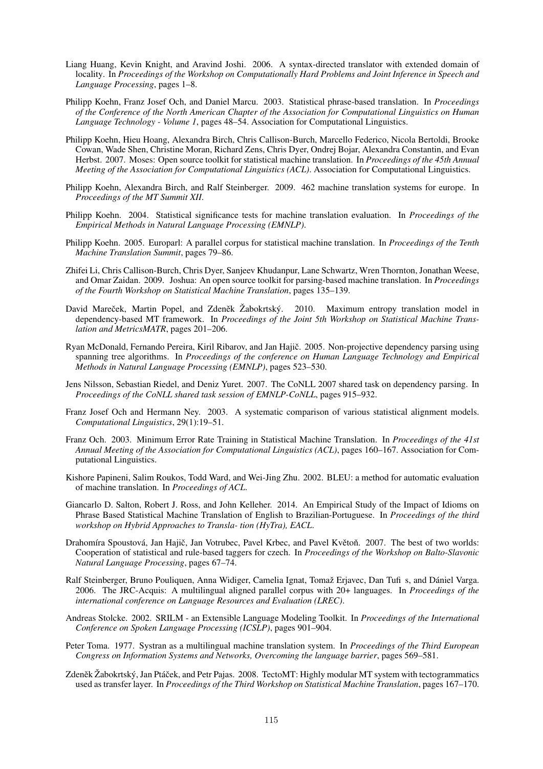Liang Huang, Kevin Knight, and Aravind Joshi. 2006. A syntax-directed translator with extended domain of locality. In *Proceedings of the Workshop on Computationally Hard Problems and Joint Inference in Speech and Language Processing*, pages 1–8.

Philipp Koehn, Franz Josef Och, and Daniel Marcu. 2003. Statistical phrase-based translation. In *Proceedings of the Conference of the North American Chapter of the Association for Computational Linguistics on Human Language Technology - Volume 1*, pages 48–54. Association for Computational Linguistics.

Philipp Koehn, Hieu Hoang, Alexandra Birch, Chris Callison-Burch, Marcello Federico, Nicola Bertoldi, Brooke Cowan, Wade Shen, Christine Moran, Richard Zens, Chris Dyer, Ondrej Bojar, Alexandra Constantin, and Evan Herbst. 2007. Moses: Open source toolkit for statistical machine translation. In *Proceedings of the 45th Annual Meeting of the Association for Computational Linguistics (ACL)*. Association for Computational Linguistics.

Philipp Koehn, Alexandra Birch, and Ralf Steinberger. 2009. 462 machine translation systems for europe. In *Proceedings of the MT Summit XII*.

Philipp Koehn. 2004. Statistical significance tests for machine translation evaluation. In *Proceedings of the Empirical Methods in Natural Language Processing (EMNLP)*.

Philipp Koehn. 2005. Europarl: A parallel corpus for statistical machine translation. In *Proceedings of the Tenth Machine Translation Summit*, pages 79–86.

Zhifei Li, Chris Callison-Burch, Chris Dyer, Sanjeev Khudanpur, Lane Schwartz, Wren Thornton, Jonathan Weese, and Omar Zaidan. 2009. Joshua: An open source toolkit for parsing-based machine translation. In *Proceedings of the Fourth Workshop on Statistical Machine Translation*, pages 135–139.

David Mareček, Martin Popel, and Zdeněk Žabokrtský. 2010. Maximum entropy translation model in dependency-based MT framework. In *Proceedings of the Joint 5th Workshop on Statistical Machine Translation and MetricsMATR*, pages 201–206.

Ryan McDonald, Fernando Pereira, Kiril Ribarov, and Jan Hajič. 2005. Non-projective dependency parsing using spanning tree algorithms. In *Proceedings of the conference on Human Language Technology and Empirical Methods in Natural Language Processing (EMNLP)*, pages 523–530.

Jens Nilsson, Sebastian Riedel, and Deniz Yuret. 2007. The CoNLL 2007 shared task on dependency parsing. In *Proceedings of the CoNLL shared task session of EMNLP-CoNLL*, pages 915–932.

Franz Josef Och and Hermann Ney. 2003. A systematic comparison of various statistical alignment models. *Computational Linguistics*, 29(1):19–51.

Franz Och. 2003. Minimum Error Rate Training in Statistical Machine Translation. In *Proceedings of the 41st Annual Meeting of the Association for Computational Linguistics (ACL)*, pages 160–167. Association for Computational Linguistics.

Kishore Papineni, Salim Roukos, Todd Ward, and Wei-Jing Zhu. 2002. BLEU: a method for automatic evaluation of machine translation. In *Proceedings of ACL*.

Giancarlo D. Salton, Robert J. Ross, and John Kelleher. 2014. An Empirical Study of the Impact of Idioms on Phrase Based Statistical Machine Translation of English to Brazilian-Portuguese. In *Proceedings of the third workshop on Hybrid Approaches to Transla- tion (HyTra), EACL*.

Drahomíra Spoustová, Jan Hajič, Jan Votrubec, Pavel Krbec, and Pavel Květoň. 2007. The best of two worlds: Cooperation of statistical and rule-based taggers for czech. In *Proceedings of the Workshop on Balto-Slavonic Natural Language Processing*, pages 67–74.

Ralf Steinberger, Bruno Pouliquen, Anna Widiger, Camelia Ignat, Tomaž Erjavec, Dan Tufi s, and Dániel Varga. 2006. The JRC-Acquis: A multilingual aligned parallel corpus with 20+ languages. In *Proceedings of the international conference on Language Resources and Evaluation (LREC)*.

Andreas Stolcke. 2002. SRILM - an Extensible Language Modeling Toolkit. In *Proceedings of the International Conference on Spoken Language Processing (ICSLP)*, pages 901–904.

Peter Toma. 1977. Systran as a multilingual machine translation system. In *Proceedings of the Third European Congress on Information Systems and Networks, Overcoming the language barrier*, pages 569–581.

Zdeněk Žabokrtský, Jan Ptáček, and Petr Pajas. 2008. TectoMT: Highly modular MT system with tectogrammatics used as transfer layer. In *Proceedings of the Third Workshop on Statistical Machine Translation*, pages 167–170.